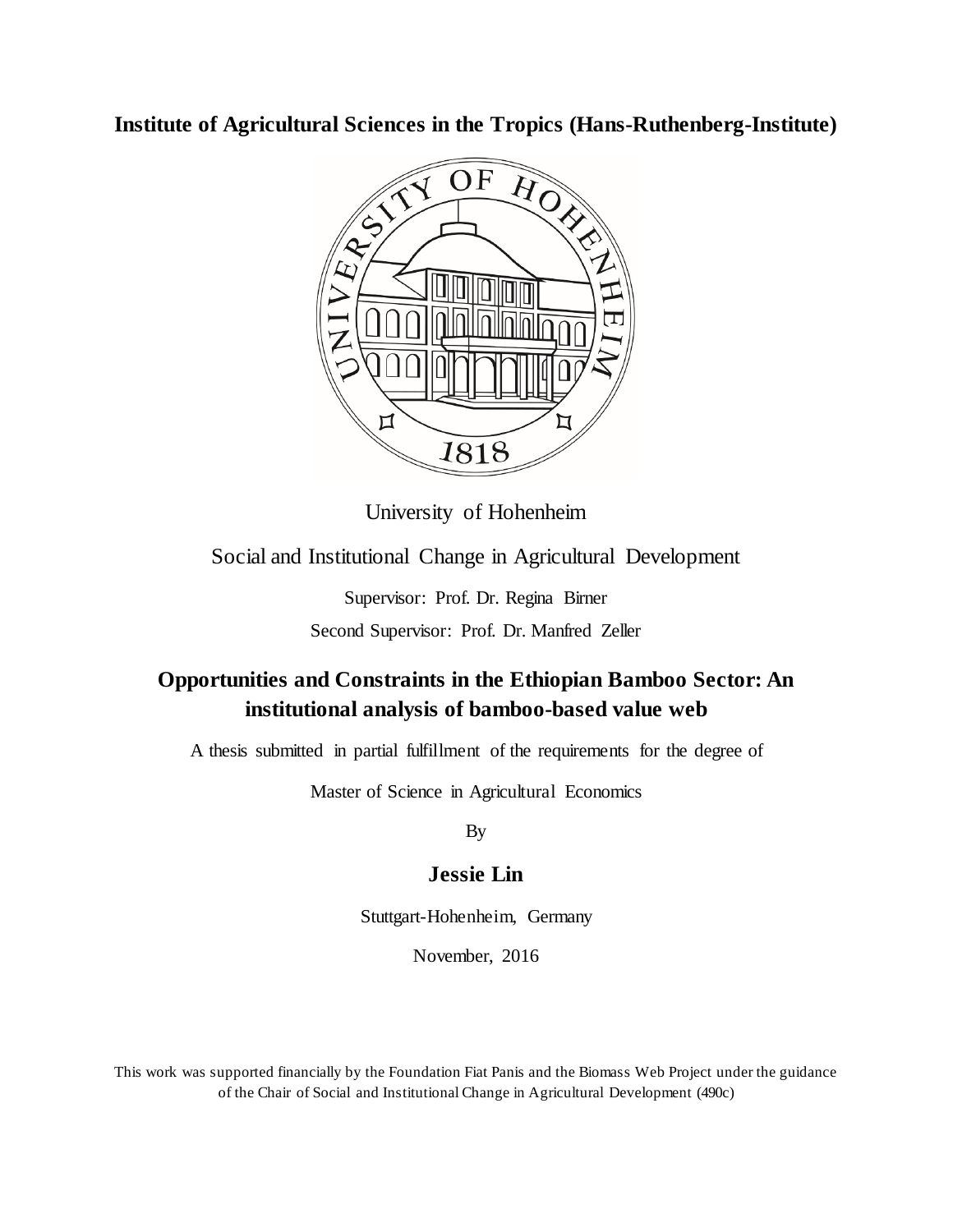**Institute of Agricultural Sciences in the Tropics (Hans-Ruthenberg-Institute)**

University of Hohenheim

Social and Institutional Change in Agricultural Development

Supervisor: Prof. Dr. Regina Birner

Second Supervisor: Prof. Dr. Manfred Zeller

# Opportunities and Constraints in the Ethiopian Bamboo Sector: An institutional analysis of bamboo-based value web

A thesis submitted in partial fulfillment of the requirements for the degree of

Master of Science in Agricultural Economics

By

**Jessie Lin**

Stuttgart-Hohenheim, Germany

November, 2016

This work was supported financially by the Foundation Fiat Panis and the Biomass Web Project under the guidance of the Chair of Social and Institutional Change in Agricultural Development (490c)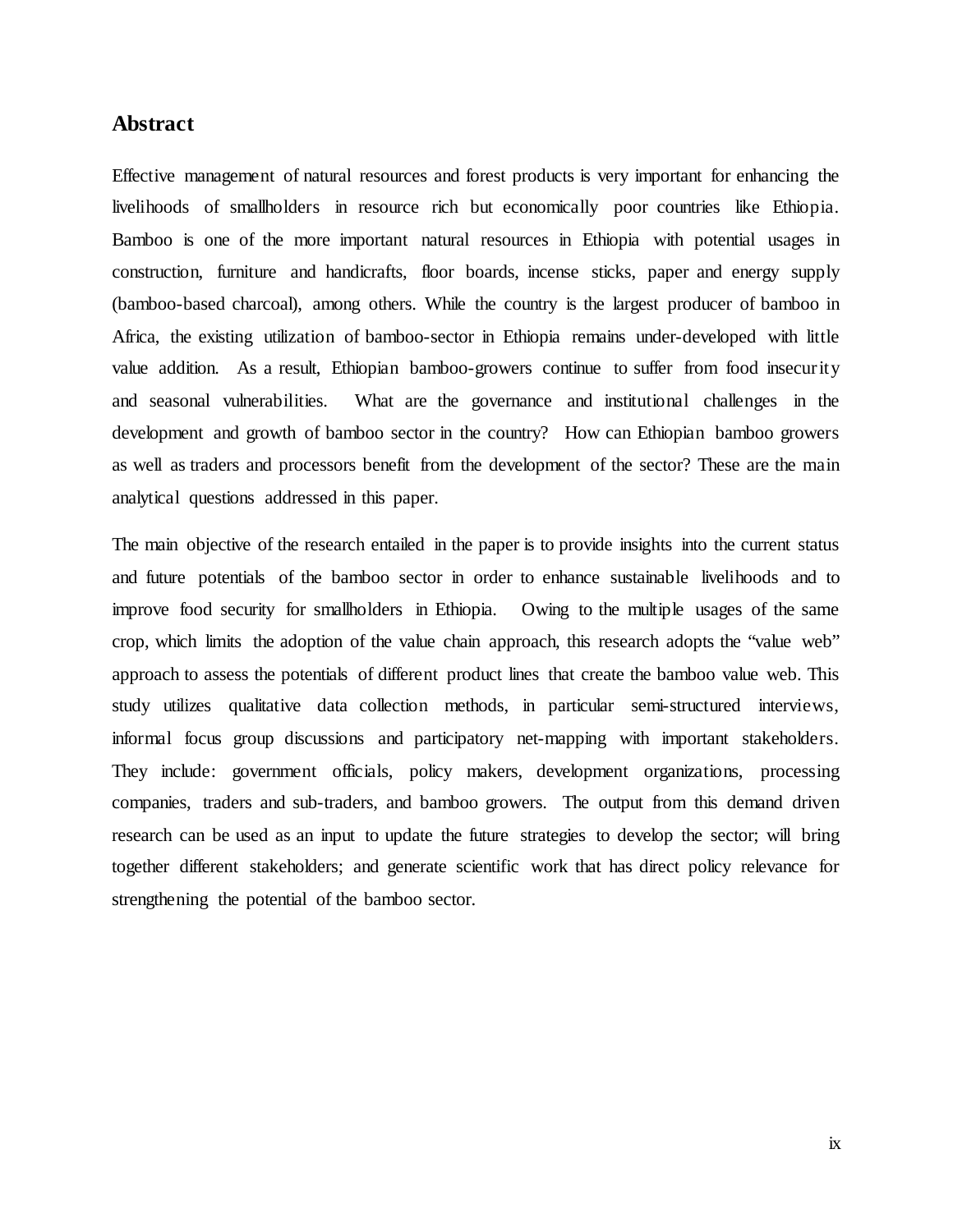## Abstract

Effective management of natural resources and forest products is very important for enhancing the livelihoods of smallholders in resource rich but economically poor countries like Ethiopia. Bamboo is one of the more important natural resources in Ethiopia with potential usages in construction, furniture and handicrafts, floor boards, incense sticks, paper and energy supply (bamboo-based charcoal), among others. While the country is the largest producer of bamboo in Africa, the existing utilization of bamboo-sector in Ethiopia remains under-developed with little value addition. As a result, Ethiopian bamboo-growers continue to suffer from food insecurity and seasonal vulnerabilities. What are the governance and institutional challenges in the development and growth of bamboo sector in the country? How can Ethiopian bamboo growers as well as traders and processors benefit from the development of the sector? These are the main analytical questions addressed in this paper.

The main objective of the research entailed in the paper is to provide insights into the current status and future potentials of the bamboo sector in order to enhance sustainable livelihoods and to improve food security for smallholders in Ethiopia. Owing to the multiple usages of the same crop, which limits the adoption of the value chain approach, this research adopts the "value web" approach to assess the potentials of different product lines that create the bamboo value web. This study utilizes qualitative data collection methods, in particular semi-structured interviews, informal focus group discussions and participatory net-mapping with important stakeholders. They include: government officials, policy makers, development organizations, processing companies, traders and sub-traders, and bamboo growers. The output from this demand driven research can be used as an input to update the future strategies to develop the sector; will bring together different stakeholders; and generate scientific work that has direct policy relevance for strengthening the potential of the bamboo sector.